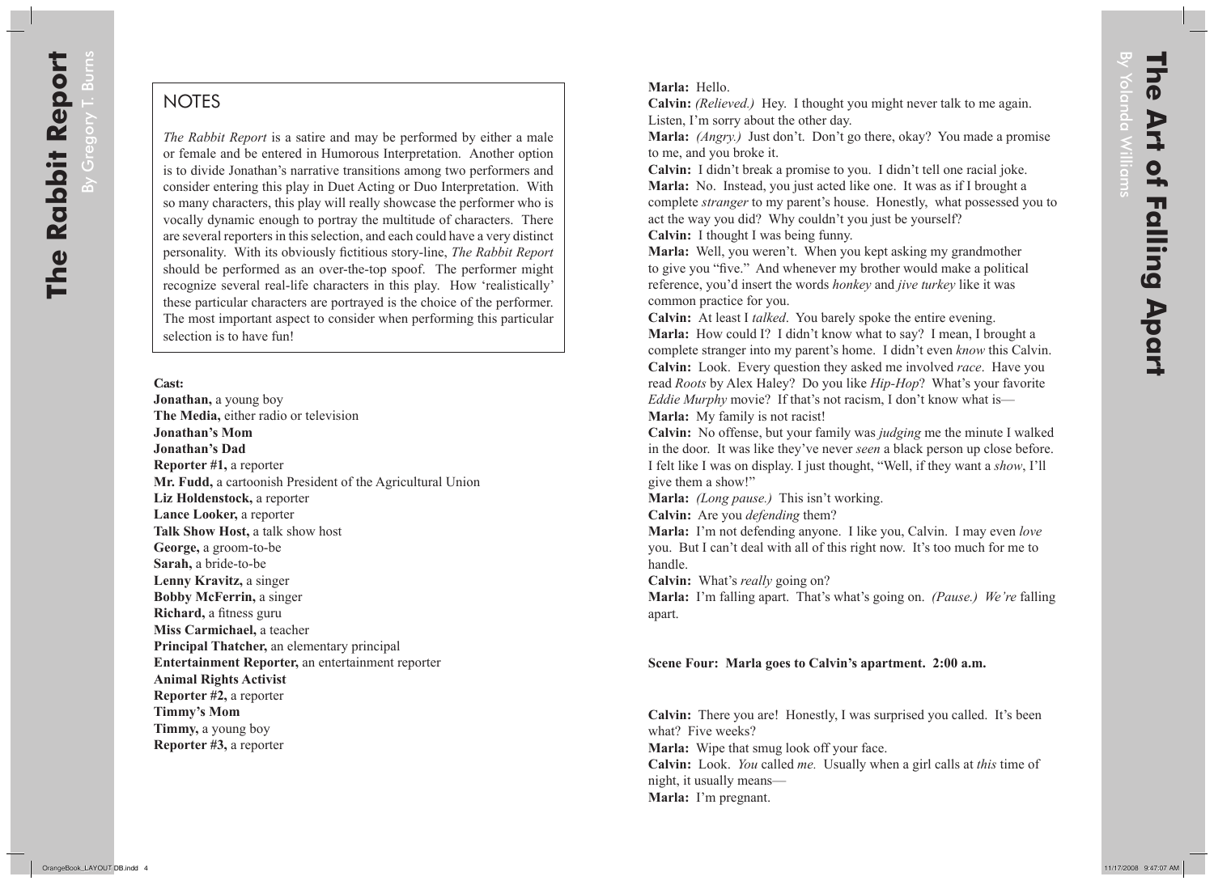## NOTES

*The Rabbit Report* is a satire and may be performed by either a male or female and be entered in Humorous Interpretation. Another option is to divide Jonathan's narrative transitions among two performers and consider entering this play in Duet Acting or Duo Interpretation. With so many characters, this play will really showcase the performer who is vocally dynamic enough to portray the multitude of characters. There are several reporters in this selection, and each could have a very distinct personality. With its obviously fictitious story-line, *The Rabbit Report* should be performed as an over-the-top spoof. The performer might recognize several real-life characters in this play. How 'realistically' these particular characters are portrayed is the choice of the performer. The most important aspect to consider when performing this particular selection is to have fun!

**Cast:**
**Jonathan,** a young boy
**The Media,** either radio or television
**Jonathan's Mom**
**Jonathan's Dad**
**Reporter #1,** a reporter
**Mr. Fudd,** a cartoonish President of the Agricultural Union
**Liz Holdenstock,** a reporter
**Lance Looker,** a reporter
**Talk Show Host,** a talk show host
**George,** a groom-to-be
**Sarah,** a bride-to-be
**Lenny Kravitz,** a singer
**Bobby McFerrin,** a singer
**Richard,** a fitness guru
**Miss Carmichael,** a teacher
**Principal Thatcher,** an elementary principal
**Entertainment Reporter,** an entertainment reporter
**Animal Rights Activist**
**Reporter #2,** a reporter
**Timmy's Mom**
**Timmy,** a young boy
**Reporter #3,** a reporter

**Marla:** Hello.
**Calvin:** *(Relieved.)* Hey. I thought you might never talk to me again. Listen, I'm sorry about the other day.
**Marla:** *(Angry.)* Just don't. Don't go there, okay? You made a promise to me, and you broke it.
**Calvin:** I didn't break a promise to you. I didn't tell one racial joke.
**Marla:** No. Instead, you just acted like one. It was as if I brought a complete *stranger* to my parent's house. Honestly, what possessed you to act the way you did? Why couldn't you just be yourself?
**Calvin:** I thought I was being funny.
**Marla:** Well, you weren't. When you kept asking my grandmother to give you "five." And whenever my brother would make a political reference, you'd insert the words *honkey* and *jive turkey* like it was common practice for you.
**Calvin:** At least I *talked*. You barely spoke the entire evening.
**Marla:** How could I? I didn't know what to say? I mean, I brought a complete stranger into my parent's home. I didn't even *know* this Calvin.
**Calvin:** Look. Every question they asked me involved *race*. Have you read *Roots* by Alex Haley? Do you like *Hip-Hop*? What's your favorite *Eddie Murphy* movie? If that's not racism, I don't know what is—
**Marla:** My family is not racist!
**Calvin:** No offense, but your family was *judging* me the minute I walked in the door. It was like they've never *seen* a black person up close before. I felt like I was on display. I just thought, "Well, if they want a *show*, I'll give them a show!"
**Marla:** *(Long pause.)* This isn't working.
**Calvin:** Are you *defending* them?
**Marla:** I'm not defending anyone. I like you, Calvin. I may even *love* you. But I can't deal with all of this right now. It's too much for me to handle.
**Calvin:** What's *really* going on?
**Marla:** I'm falling apart. That's what's going on. *(Pause.) We're* falling apart.

**Scene Four: Marla goes to Calvin's apartment. 2:00 a.m.**

**Calvin:** There you are! Honestly, I was surprised you called. It's been what? Five weeks?
**Marla:** Wipe that smug look off your face.
**Calvin:** Look. *You* called *me.* Usually when a girl calls at *this* time of night, it usually means—
**Marla:** I'm pregnant.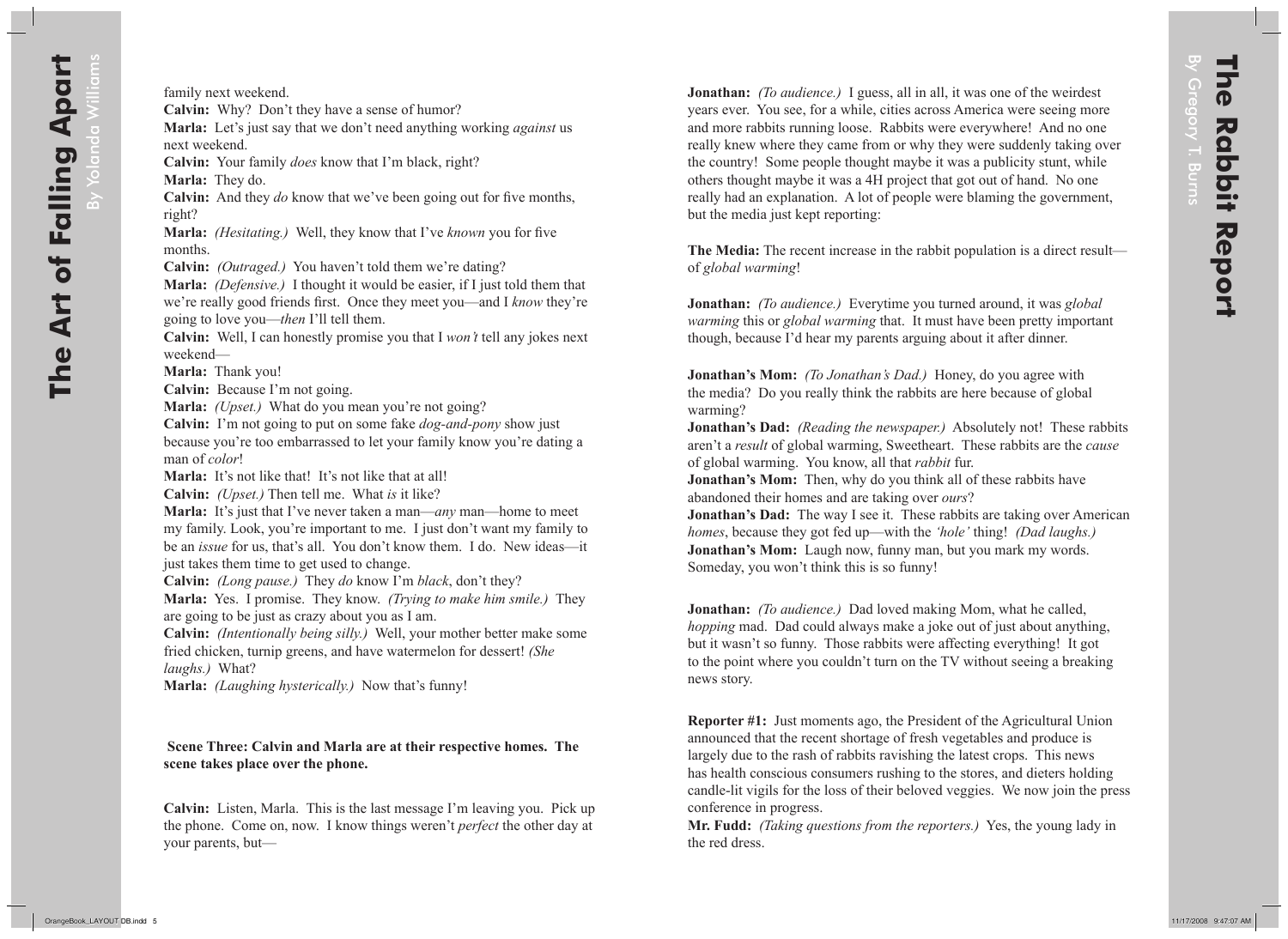family next weekend.

**Calvin:** Why? Don't they have a sense of humor?

**Marla:** Let's just say that we don't need anything working *against* us next weekend.

**Calvin:** Your family *does* know that I'm black, right?

**Marla:** They do.

**Calvin:** And they *do* know that we've been going out for five months, right?

**Marla:** *(Hesitating.)* Well, they know that I've *known* you for five months.

**Calvin:** *(Outraged.)* You haven't told them we're dating?

**Marla:** *(Defensive.)* I thought it would be easier, if I just told them that we're really good friends first. Once they meet you—and I *know* they're going to love you—*then* I'll tell them.

**Calvin:** Well, I can honestly promise you that I *won't* tell any jokes next weekend—

**Marla:** Thank you!

**Calvin:** Because I'm not going.

**Marla:** *(Upset.)* What do you mean you're not going?

**Calvin:** I'm not going to put on some fake *dog-and-pony* show just because you're too embarrassed to let your family know you're dating a man of *color*!

**Marla:** It's not like that! It's not like that at all!

**Calvin:** *(Upset.)* Then tell me. What *is* it like?

**Marla:** It's just that I've never taken a man—*any* man—home to meet my family. Look, you're important to me. I just don't want my family to be an *issue* for us, that's all. You don't know them. I do. New ideas—it just takes them time to get used to change.

**Calvin:** *(Long pause.)* They *do* know I'm *black*, don't they?

**Marla:** Yes. I promise. They know. *(Trying to make him smile.)* They are going to be just as crazy about you as I am.

**Calvin:** *(Intentionally being silly.)* Well, your mother better make some fried chicken, turnip greens, and have watermelon for dessert! *(She laughs.)* What?

**Marla:** *(Laughing hysterically.)* Now that's funny!

**Scene Three: Calvin and Marla are at their respective homes. The scene takes place over the phone.**

**Calvin:** Listen, Marla. This is the last message I'm leaving you. Pick up the phone. Come on, now. I know things weren't *perfect* the other day at your parents, but—

# The Rabbit Report

By Gregory T. Burns

**Jonathan:** *(To audience.)* I guess, all in all, it was one of the weirdest years ever. You see, for a while, cities across America were seeing more and more rabbits running loose. Rabbits were everywhere! And no one really knew where they came from or why they were suddenly taking over the country! Some people thought maybe it was a publicity stunt, while others thought maybe it was a 4H project that got out of hand. No one really had an explanation. A lot of people were blaming the government, but the media just kept reporting:

**The Media:** The recent increase in the rabbit population is a direct result—of *global warming*!

**Jonathan:** *(To audience.)* Everytime you turned around, it was *global warming* this or *global warming* that. It must have been pretty important though, because I'd hear my parents arguing about it after dinner.

**Jonathan's Mom:** *(To Jonathan's Dad.)* Honey, do you agree with the media? Do you really think the rabbits are here because of global warming?

**Jonathan's Dad:** *(Reading the newspaper.)* Absolutely not! These rabbits aren't a *result* of global warming, Sweetheart. These rabbits are the *cause* of global warming. You know, all that *rabbit* fur.

**Jonathan's Mom:** Then, why do you think all of these rabbits have abandoned their homes and are taking over *ours*?

**Jonathan's Dad:** The way I see it. These rabbits are taking over American *homes*, because they got fed up—with the *'hole'* thing! *(Dad laughs.)*

**Jonathan's Mom:** Laugh now, funny man, but you mark my words. Someday, you won't think this is so funny!

**Jonathan:** *(To audience.)* Dad loved making Mom, what he called, *hopping* mad. Dad could always make a joke out of just about anything, but it wasn't so funny. Those rabbits were affecting everything! It got to the point where you couldn't turn on the TV without seeing a breaking news story.

**Reporter #1:** Just moments ago, the President of the Agricultural Union announced that the recent shortage of fresh vegetables and produce is largely due to the rash of rabbits ravishing the latest crops. This news has health conscious consumers rushing to the stores, and dieters holding candle-lit vigils for the loss of their beloved veggies. We now join the press conference in progress.

**Mr. Fudd:** *(Taking questions from the reporters.)* Yes, the young lady in the red dress.